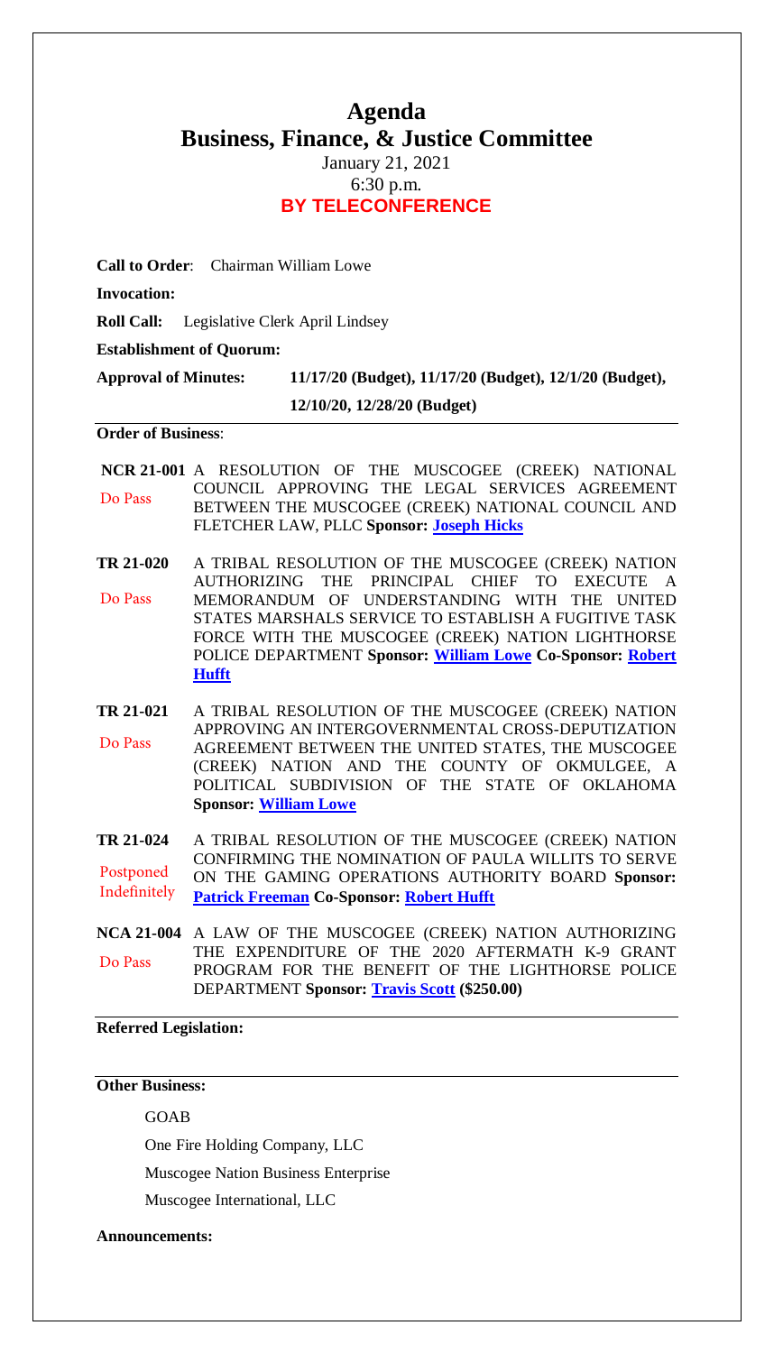# Agenda

# Business, Finance, & Justice Committee

January 21, 2021

6:30 p.m.

**BY TELECONFERENCE**

**Call to Order**: Chairman William Lowe

**Invocation:**

**Roll Call:** Legislative Clerk April Lindsey

**Establishment of Quorum:**

**Approval of Minutes:** **11/17/20 (Budget), 11/17/20 (Budget), 12/1/20 (Budget), 12/10/20, 12/28/20 (Budget)**

---

**Order of Business**:

**NCR 21-001** A RESOLUTION OF THE MUSCOGEE (CREEK) NATIONAL COUNCIL APPROVING THE LEGAL SERVICES AGREEMENT BETWEEN THE MUSCOGEE (CREEK) NATIONAL COUNCIL AND FLETCHER LAW, PLLC **Sponsor: Joseph Hicks**

Do Pass

**TR 21-020** A TRIBAL RESOLUTION OF THE MUSCOGEE (CREEK) NATION AUTHORIZING THE PRINCIPAL CHIEF TO EXECUTE A MEMORANDUM OF UNDERSTANDING WITH THE UNITED STATES MARSHALS SERVICE TO ESTABLISH A FUGITIVE TASK FORCE WITH THE MUSCOGEE (CREEK) NATION LIGHTHORSE POLICE DEPARTMENT **Sponsor: William Lowe Co-Sponsor: Robert Hufft**

Do Pass

**TR 21-021** A TRIBAL RESOLUTION OF THE MUSCOGEE (CREEK) NATION APPROVING AN INTERGOVERNMENTAL CROSS-DEPUTIZATION AGREEMENT BETWEEN THE UNITED STATES, THE MUSCOGEE (CREEK) NATION AND THE COUNTY OF OKMULGEE, A POLITICAL SUBDIVISION OF THE STATE OF OKLAHOMA **Sponsor: William Lowe**

Do Pass

**TR 21-024** A TRIBAL RESOLUTION OF THE MUSCOGEE (CREEK) NATION CONFIRMING THE NOMINATION OF PAULA WILLITS TO SERVE ON THE GAMING OPERATIONS AUTHORITY BOARD **Sponsor: Patrick Freeman Co-Sponsor: Robert Hufft**

Postponed Indefinitely

**NCA 21-004** A LAW OF THE MUSCOGEE (CREEK) NATION AUTHORIZING THE EXPENDITURE OF THE 2020 AFTERMATH K-9 GRANT PROGRAM FOR THE BENEFIT OF THE LIGHTHORSE POLICE DEPARTMENT **Sponsor: Travis Scott ($250.00)**

Do Pass

---

**Referred Legislation:**

---

**Other Business:**

GOAB

One Fire Holding Company, LLC

Muscogee Nation Business Enterprise

Muscogee International, LLC

**Announcements:**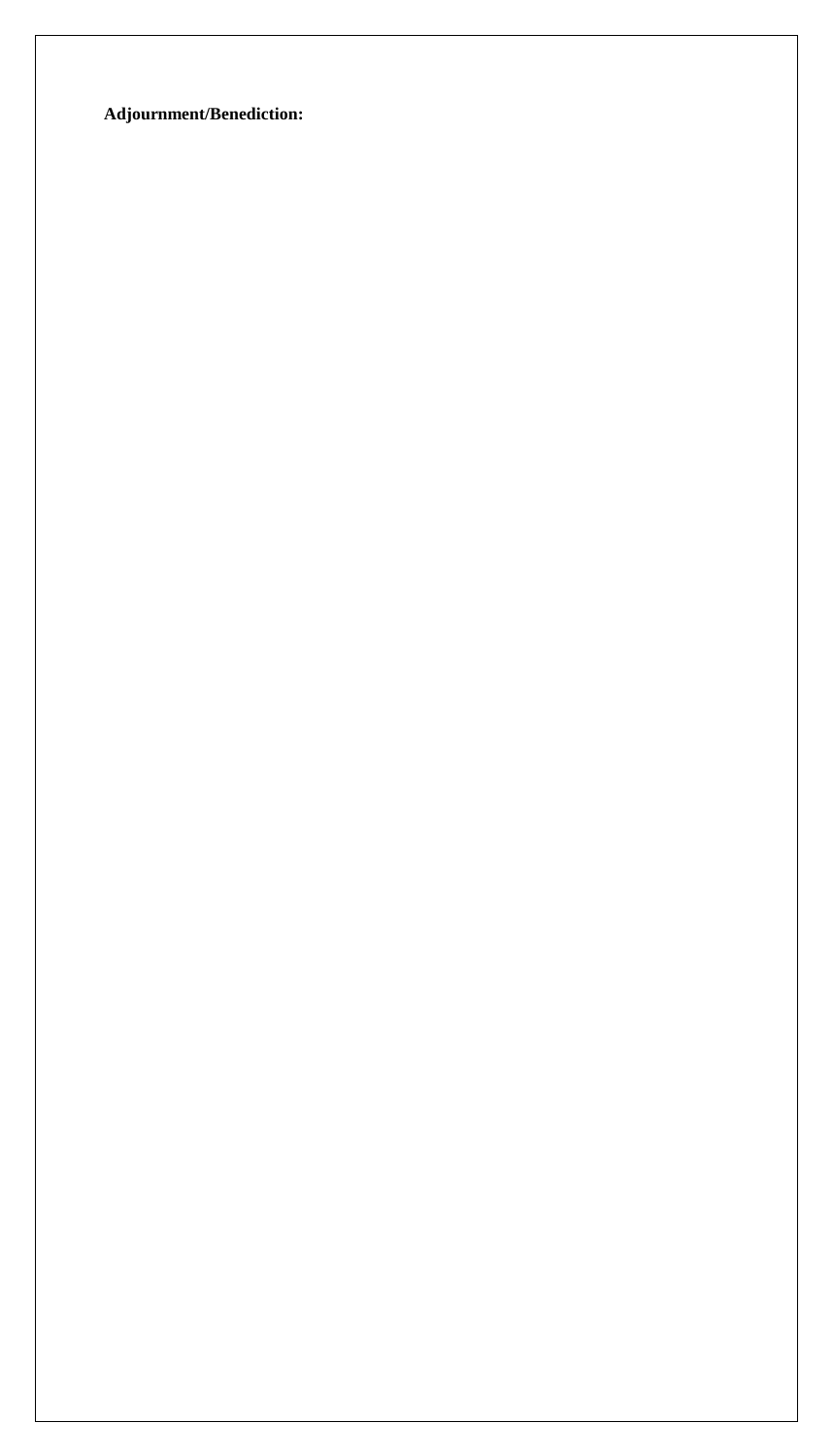**Adjournment/Benediction:**